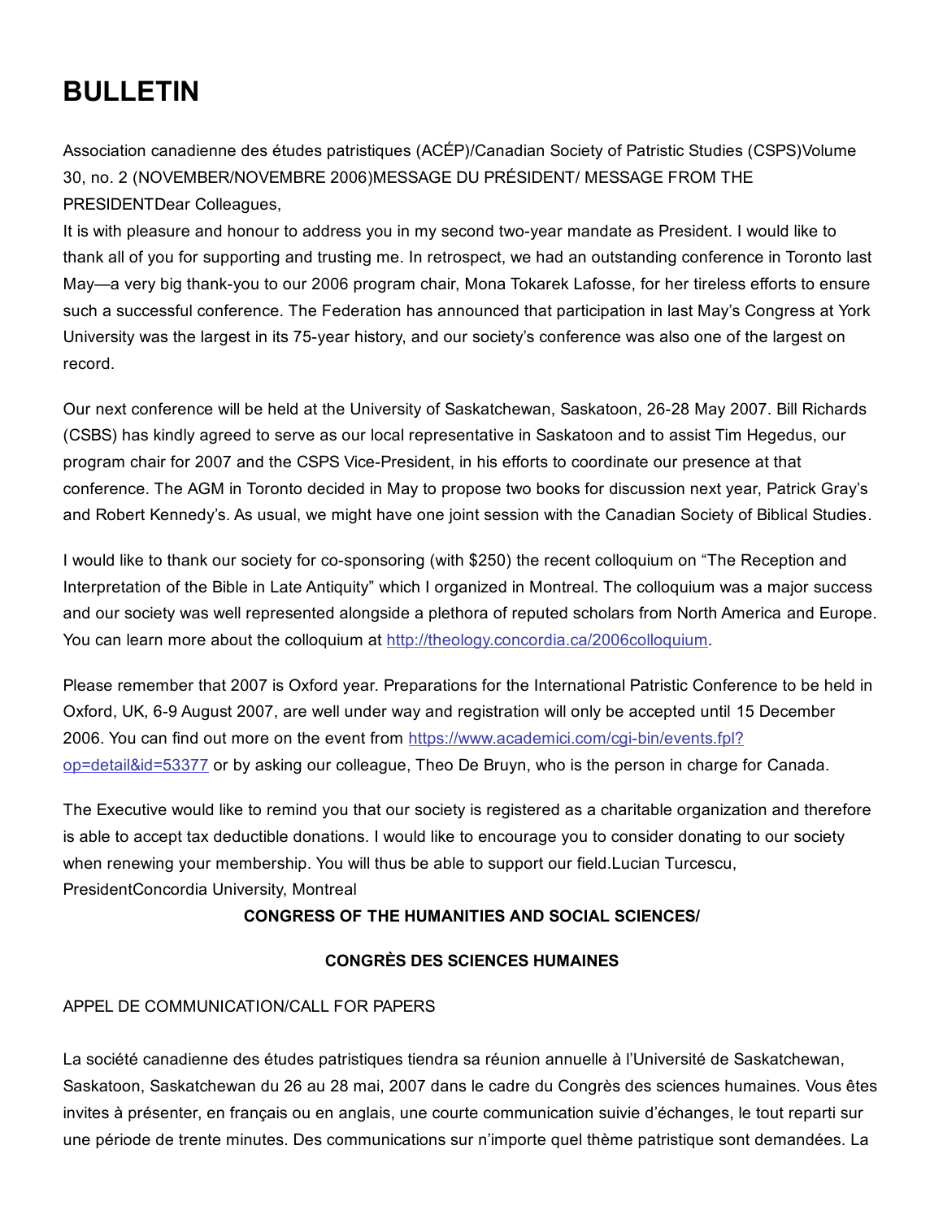# BULLETIN

Association canadienne des études patristiques (ACÉP)/Canadian Society of Patristic Studies (CSPS)Volume 30, no. 2 (NOVEMBER/NOVEMBRE 2006)MESSAGE DU PRÉSIDENT/ MESSAGE FROM THE PRESIDENTDear Colleagues,

It is with pleasure and honour to address you in my second two-year mandate as President. I would like to thank all of you for supporting and trusting me. In retrospect, we had an outstanding conference in Toronto last May—a very big thank-you to our 2006 program chair, Mona Tokarek Lafosse, for her tireless efforts to ensure such a successful conference. The Federation has announced that participation in last May's Congress at York University was the largest in its 75-year history, and our society's conference was also one of the largest on record.

Our next conference will be held at the University of Saskatchewan, Saskatoon, 26-28 May 2007. Bill Richards (CSBS) has kindly agreed to serve as our local representative in Saskatoon and to assist Tim Hegedus, our program chair for 2007 and the CSPS Vice-President, in his efforts to coordinate our presence at that conference. The AGM in Toronto decided in May to propose two books for discussion next year, Patrick Gray's and Robert Kennedy's. As usual, we might have one joint session with the Canadian Society of Biblical Studies.

I would like to thank our society for co-sponsoring (with $250) the recent colloquium on "The Reception and Interpretation of the Bible in Late Antiquity" which I organized in Montreal. The colloquium was a major success and our society was well represented alongside a plethora of reputed scholars from North America and Europe. You can learn more about the colloquium at [http://theology.concordia.ca/2006colloquium](http://theology.concordia.ca/2006colloquium).

Please remember that 2007 is Oxford year. Preparations for the International Patristic Conference to be held in Oxford, UK, 6-9 August 2007, are well under way and registration will only be accepted until 15 December 2006. You can find out more on the event from [https://www.academici.com/cgi-bin/events.fpl?op=detail&id=53377](https://www.academici.com/cgi-bin/events.fpl?op=detail&id=53377) or by asking our colleague, Theo De Bruyn, who is the person in charge for Canada.

The Executive would like to remind you that our society is registered as a charitable organization and therefore is able to accept tax deductible donations. I would like to encourage you to consider donating to our society when renewing your membership. You will thus be able to support our field.Lucian Turcescu, PresidentConcordia University, Montreal

**CONGRESS OF THE HUMANITIES AND SOCIAL SCIENCES/**

**CONGRÈS DES SCIENCES HUMAINES**

APPEL DE COMMUNICATION/CALL FOR PAPERS

La société canadienne des études patristiques tiendra sa réunion annuelle à l'Université de Saskatchewan, Saskatoon, Saskatchewan du 26 au 28 mai, 2007 dans le cadre du Congrès des sciences humaines. Vous êtes invites à présenter, en français ou en anglais, une courte communication suivie d'échanges, le tout reparti sur une période de trente minutes. Des communications sur n'importe quel thème patristique sont demandées. La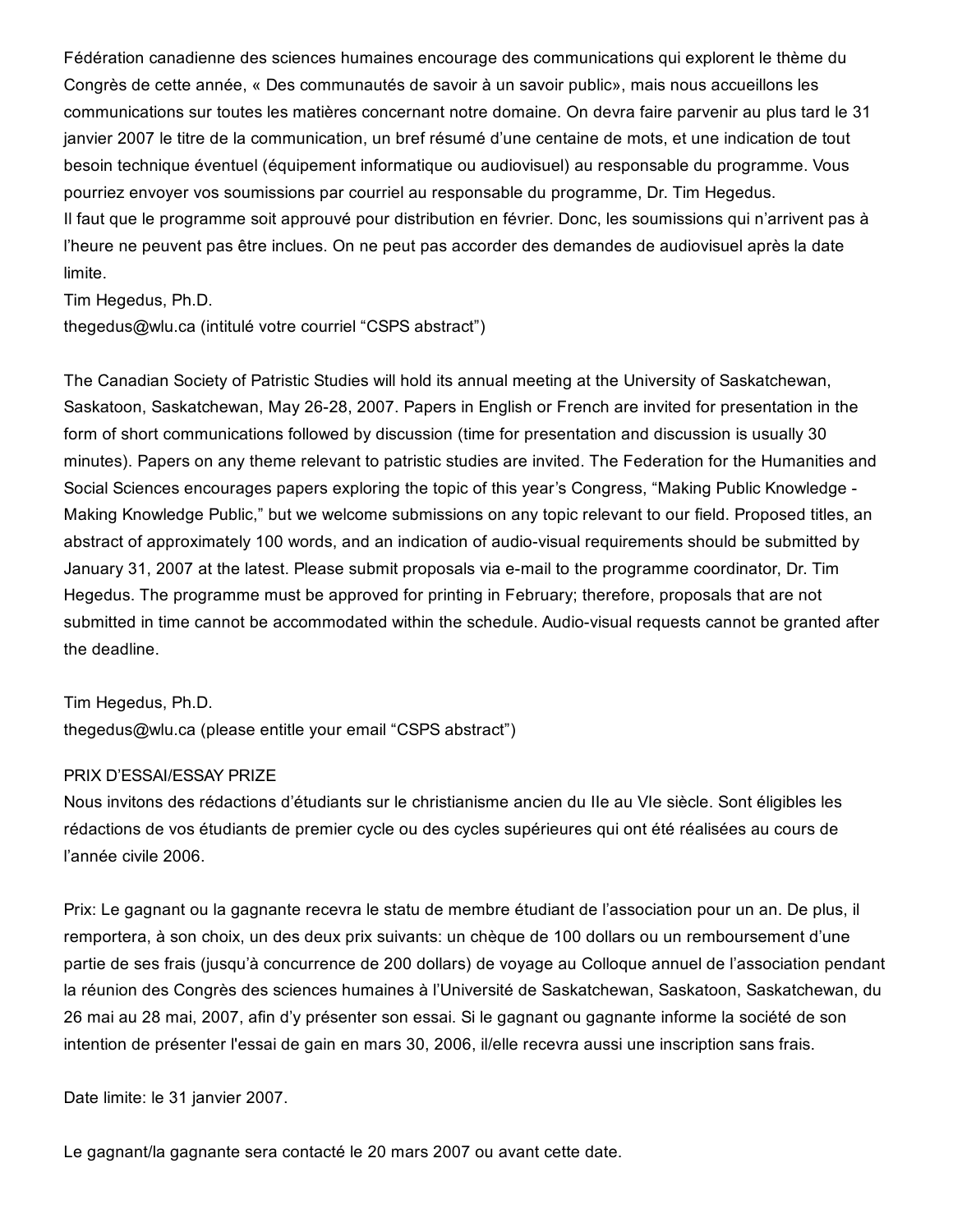Fédération canadienne des sciences humaines encourage des communications qui explorent le thème du Congrès de cette année, « Des communautés de savoir à un savoir public», mais nous accueillons les communications sur toutes les matières concernant notre domaine. On devra faire parvenir au plus tard le 31 janvier 2007 le titre de la communication, un bref résumé d'une centaine de mots, et une indication de tout besoin technique éventuel (équipement informatique ou audiovisuel) au responsable du programme. Vous pourriez envoyer vos soumissions par courriel au responsable du programme, Dr. Tim Hegedus.
Il faut que le programme soit approuvé pour distribution en février. Donc, les soumissions qui n'arrivent pas à l'heure ne peuvent pas être inclues. On ne peut pas accorder des demandes de audiovisuel après la date limite.
Tim Hegedus, Ph.D.
thegedus@wlu.ca (intitulé votre courriel "CSPS abstract")

The Canadian Society of Patristic Studies will hold its annual meeting at the University of Saskatchewan, Saskatoon, Saskatchewan, May 26-28, 2007. Papers in English or French are invited for presentation in the form of short communications followed by discussion (time for presentation and discussion is usually 30 minutes). Papers on any theme relevant to patristic studies are invited. The Federation for the Humanities and Social Sciences encourages papers exploring the topic of this year's Congress, "Making Public Knowledge - Making Knowledge Public," but we welcome submissions on any topic relevant to our field. Proposed titles, an abstract of approximately 100 words, and an indication of audio-visual requirements should be submitted by January 31, 2007 at the latest. Please submit proposals via e-mail to the programme coordinator, Dr. Tim Hegedus. The programme must be approved for printing in February; therefore, proposals that are not submitted in time cannot be accommodated within the schedule. Audio-visual requests cannot be granted after the deadline.

Tim Hegedus, Ph.D.
thegedus@wlu.ca (please entitle your email "CSPS abstract")

PRIX D'ESSAI/ESSAY PRIZE
Nous invitons des rédactions d'étudiants sur le christianisme ancien du IIe au VIe siècle. Sont éligibles les rédactions de vos étudiants de premier cycle ou des cycles supérieures qui ont été réalisées au cours de l'année civile 2006.

Prix: Le gagnant ou la gagnante recevra le statu de membre étudiant de l'association pour un an. De plus, il remportera, à son choix, un des deux prix suivants: un chèque de 100 dollars ou un remboursement d'une partie de ses frais (jusqu'à concurrence de 200 dollars) de voyage au Colloque annuel de l'association pendant la réunion des Congrès des sciences humaines à l'Université de Saskatchewan, Saskatoon, Saskatchewan, du 26 mai au 28 mai, 2007, afin d'y présenter son essai. Si le gagnant ou gagnante informe la société de son intention de présenter l'essai de gain en mars 30, 2006, il/elle recevra aussi une inscription sans frais.

Date limite: le 31 janvier 2007.

Le gagnant/la gagnante sera contacté le 20 mars 2007 ou avant cette date.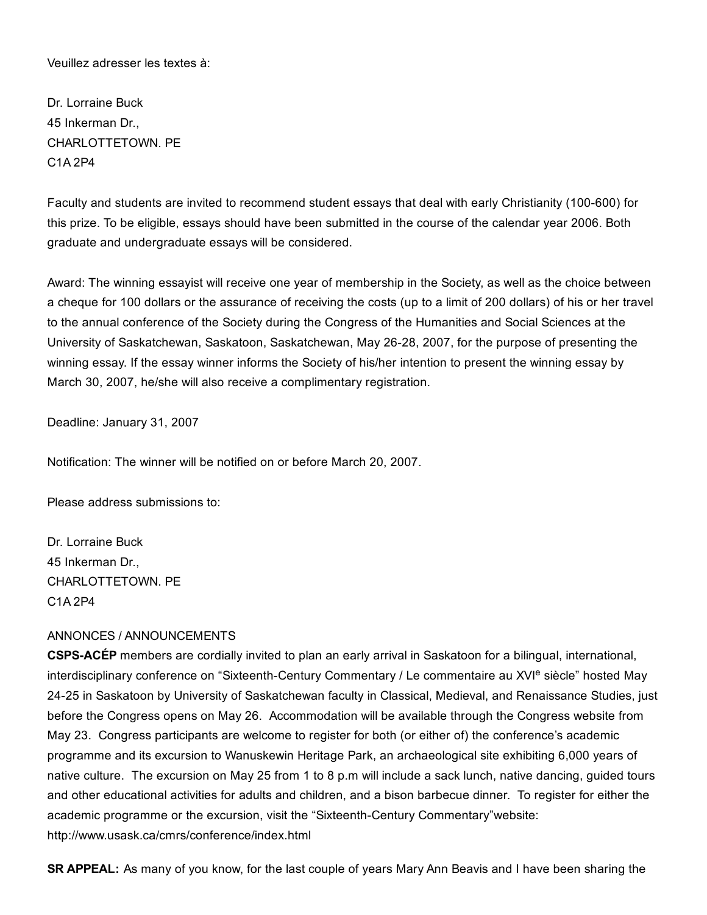Veuillez adresser les textes à:

Dr. Lorraine Buck
45 Inkerman Dr.,
CHARLOTTETOWN. PE
C1A 2P4

Faculty and students are invited to recommend student essays that deal with early Christianity (100-600) for this prize. To be eligible, essays should have been submitted in the course of the calendar year 2006. Both graduate and undergraduate essays will be considered.

Award: The winning essayist will receive one year of membership in the Society, as well as the choice between a cheque for 100 dollars or the assurance of receiving the costs (up to a limit of 200 dollars) of his or her travel to the annual conference of the Society during the Congress of the Humanities and Social Sciences at the University of Saskatchewan, Saskatoon, Saskatchewan, May 26-28, 2007, for the purpose of presenting the winning essay. If the essay winner informs the Society of his/her intention to present the winning essay by March 30, 2007, he/she will also receive a complimentary registration.

Deadline: January 31, 2007

Notification: The winner will be notified on or before March 20, 2007.

Please address submissions to:

Dr. Lorraine Buck
45 Inkerman Dr.,
CHARLOTTETOWN. PE
C1A 2P4

ANNONCES / ANNOUNCEMENTS

**CSPS-ACÉP** members are cordially invited to plan an early arrival in Saskatoon for a bilingual, international, interdisciplinary conference on "Sixteenth-Century Commentary / Le commentaire au XVIe siècle" hosted May 24-25 in Saskatoon by University of Saskatchewan faculty in Classical, Medieval, and Renaissance Studies, just before the Congress opens on May 26. Accommodation will be available through the Congress website from May 23. Congress participants are welcome to register for both (or either of) the conference's academic programme and its excursion to Wanuskewin Heritage Park, an archaeological site exhibiting 6,000 years of native culture. The excursion on May 25 from 1 to 8 p.m will include a sack lunch, native dancing, guided tours and other educational activities for adults and children, and a bison barbecue dinner. To register for either the academic programme or the excursion, visit the "Sixteenth-Century Commentary"website: http://www.usask.ca/cmrs/conference/index.html

**SR APPEAL:** As many of you know, for the last couple of years Mary Ann Beavis and I have been sharing the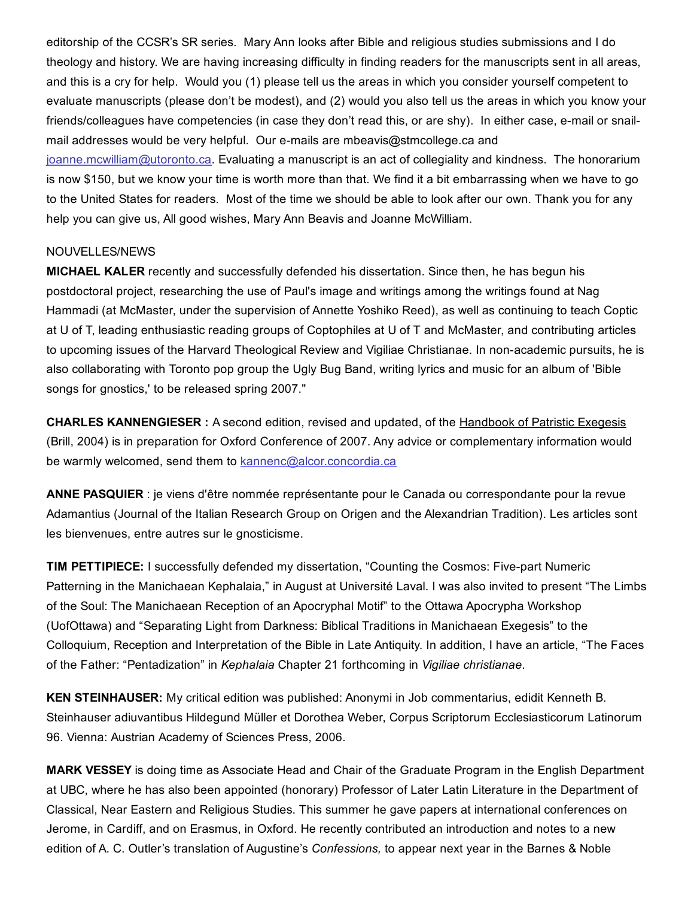editorship of the CCSR's SR series. Mary Ann looks after Bible and religious studies submissions and I do theology and history. We are having increasing difficulty in finding readers for the manuscripts sent in all areas, and this is a cry for help. Would you (1) please tell us the areas in which you consider yourself competent to evaluate manuscripts (please don't be modest), and (2) would you also tell us the areas in which you know your friends/colleagues have competencies (in case they don't read this, or are shy). In either case, e-mail or snail-mail addresses would be very helpful. Our e-mails are mbeavis@stmcollege.ca and joanne.mcwilliam@utoronto.ca. Evaluating a manuscript is an act of collegiality and kindness. The honorarium is now $150, but we know your time is worth more than that. We find it a bit embarrassing when we have to go to the United States for readers. Most of the time we should be able to look after our own. Thank you for any help you can give us, All good wishes, Mary Ann Beavis and Joanne McWilliam.

NOUVELLES/NEWS

**MICHAEL KALER** recently and successfully defended his dissertation. Since then, he has begun his postdoctoral project, researching the use of Paul's image and writings among the writings found at Nag Hammadi (at McMaster, under the supervision of Annette Yoshiko Reed), as well as continuing to teach Coptic at U of T, leading enthusiastic reading groups of Coptophiles at U of T and McMaster, and contributing articles to upcoming issues of the Harvard Theological Review and Vigiliae Christianae. In non-academic pursuits, he is also collaborating with Toronto pop group the Ugly Bug Band, writing lyrics and music for an album of 'Bible songs for gnostics,' to be released spring 2007."

**CHARLES KANNENGIESER :** A second edition, revised and updated, of the Handbook of Patristic Exegesis (Brill, 2004) is in preparation for Oxford Conference of 2007. Any advice or complementary information would be warmly welcomed, send them to kannenc@alcor.concordia.ca

**ANNE PASQUIER** : je viens d'être nommée représentante pour le Canada ou correspondante pour la revue Adamantius (Journal of the Italian Research Group on Origen and the Alexandrian Tradition). Les articles sont les bienvenues, entre autres sur le gnosticisme.

**TIM PETTIPIECE:** I successfully defended my dissertation, "Counting the Cosmos: Five-part Numeric Patterning in the Manichaean Kephalaia," in August at Université Laval. I was also invited to present "The Limbs of the Soul: The Manichaean Reception of an Apocryphal Motif" to the Ottawa Apocrypha Workshop (UofOttawa) and "Separating Light from Darkness: Biblical Traditions in Manichaean Exegesis" to the Colloquium, Reception and Interpretation of the Bible in Late Antiquity. In addition, I have an article, "The Faces of the Father: "Pentadization" in *Kephalaia* Chapter 21 forthcoming in *Vigiliae christianae*.

**KEN STEINHAUSER:** My critical edition was published: Anonymi in Job commentarius, edidit Kenneth B. Steinhauser adiuvantibus Hildegund Müller et Dorothea Weber, Corpus Scriptorum Ecclesiasticorum Latinorum 96. Vienna: Austrian Academy of Sciences Press, 2006.

**MARK VESSEY** is doing time as Associate Head and Chair of the Graduate Program in the English Department at UBC, where he has also been appointed (honorary) Professor of Later Latin Literature in the Department of Classical, Near Eastern and Religious Studies. This summer he gave papers at international conferences on Jerome, in Cardiff, and on Erasmus, in Oxford. He recently contributed an introduction and notes to a new edition of A. C. Outler's translation of Augustine's *Confessions,* to appear next year in the Barnes & Noble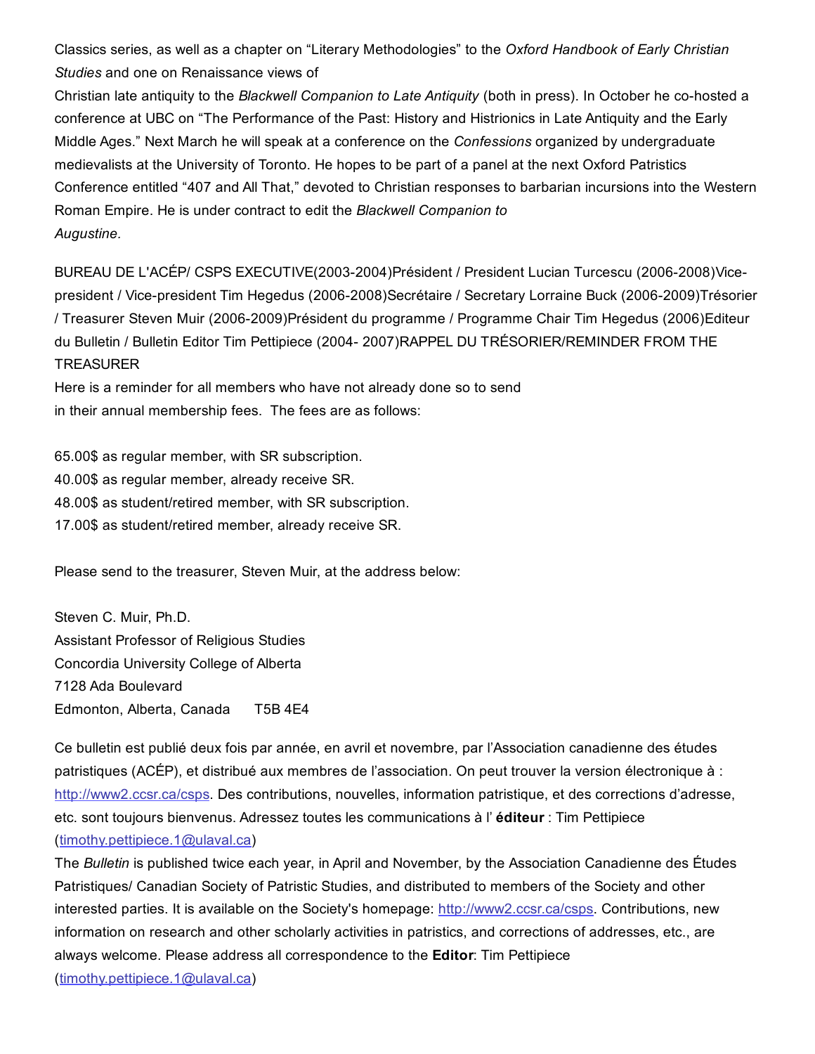Classics series, as well as a chapter on "Literary Methodologies" to the *Oxford Handbook of Early Christian Studies* and one on Renaissance views of
Christian late antiquity to the *Blackwell Companion to Late Antiquity* (both in press). In October he co-hosted a conference at UBC on "The Performance of the Past: History and Histrionics in Late Antiquity and the Early Middle Ages." Next March he will speak at a conference on the *Confessions* organized by undergraduate medievalists at the University of Toronto. He hopes to be part of a panel at the next Oxford Patristics Conference entitled "407 and All That," devoted to Christian responses to barbarian incursions into the Western Roman Empire. He is under contract to edit the *Blackwell Companion to Augustine.*

BUREAU DE L'ACÉP/ CSPS EXECUTIVE(2003-2004)Président / President Lucian Turcescu (2006-2008)Vice-president / Vice-president Tim Hegedus (2006-2008)Secrétaire / Secretary Lorraine Buck (2006-2009)Trésorier / Treasurer Steven Muir (2006-2009)Président du programme / Programme Chair Tim Hegedus (2006)Editeur du Bulletin / Bulletin Editor Tim Pettipiece (2004- 2007)RAPPEL DU TRÉSORIER/REMINDER FROM THE TREASURER
Here is a reminder for all members who have not already done so to send
in their annual membership fees. The fees are as follows:

65.00$ as regular member, with SR subscription.
40.00$ as regular member, already receive SR.
48.00$ as student/retired member, with SR subscription.
17.00$ as student/retired member, already receive SR.

Please send to the treasurer, Steven Muir, at the address below:

Steven C. Muir, Ph.D.
Assistant Professor of Religious Studies
Concordia University College of Alberta
7128 Ada Boulevard
Edmonton, Alberta, Canada T5B 4E4

Ce bulletin est publié deux fois par année, en avril et novembre, par l'Association canadienne des études patristiques (ACÉP), et distribué aux membres de l'association. On peut trouver la version électronique à : http://www2.ccsr.ca/csps. Des contributions, nouvelles, information patristique, et des corrections d'adresse, etc. sont toujours bienvenus. Adressez toutes les communications à l' **éditeur** : Tim Pettipiece (timothy.pettipiece.1@ulaval.ca)
The *Bulletin* is published twice each year, in April and November, by the Association Canadienne des Études Patristiques/ Canadian Society of Patristic Studies, and distributed to members of the Society and other interested parties. It is available on the Society's homepage: http://www2.ccsr.ca/csps. Contributions, new information on research and other scholarly activities in patristics, and corrections of addresses, etc., are always welcome. Please address all correspondence to the **Editor**: Tim Pettipiece (timothy.pettipiece.1@ulaval.ca)